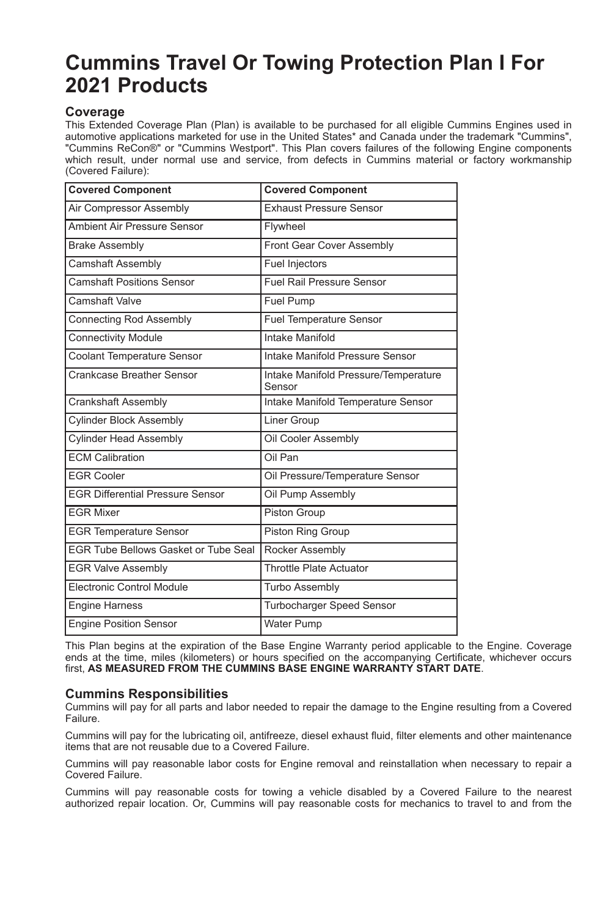# Cummins Travel Or Towing Protection Plan I For 2021 Products

## Coverage

This Extended Coverage Plan (Plan) is available to be purchased for all eligible Cummins Engines used in automotive applications marketed for use in the United States* and Canada under the trademark "Cummins", "Cummins ReCon®" or "Cummins Westport". This Plan covers failures of the following Engine components which result, under normal use and service, from defects in Cummins material or factory workmanship (Covered Failure):

| Covered Component | Covered Component |
|---|---|
| Air Compressor Assembly | Exhaust Pressure Sensor |
| Ambient Air Pressure Sensor | Flywheel |
| Brake Assembly | Front Gear Cover Assembly |
| Camshaft Assembly | Fuel Injectors |
| Camshaft Positions Sensor | Fuel Rail Pressure Sensor |
| Camshaft Valve | Fuel Pump |
| Connecting Rod Assembly | Fuel Temperature Sensor |
| Connectivity Module | Intake Manifold |
| Coolant Temperature Sensor | Intake Manifold Pressure Sensor |
| Crankcase Breather Sensor | Intake Manifold Pressure/Temperature Sensor |
| Crankshaft Assembly | Intake Manifold Temperature Sensor |
| Cylinder Block Assembly | Liner Group |
| Cylinder Head Assembly | Oil Cooler Assembly |
| ECM Calibration | Oil Pan |
| EGR Cooler | Oil Pressure/Temperature Sensor |
| EGR Differential Pressure Sensor | Oil Pump Assembly |
| EGR Mixer | Piston Group |
| EGR Temperature Sensor | Piston Ring Group |
| EGR Tube Bellows Gasket or Tube Seal | Rocker Assembly |
| EGR Valve Assembly | Throttle Plate Actuator |
| Electronic Control Module | Turbo Assembly |
| Engine Harness | Turbocharger Speed Sensor |
| Engine Position Sensor | Water Pump |

This Plan begins at the expiration of the Base Engine Warranty period applicable to the Engine. Coverage ends at the time, miles (kilometers) or hours specified on the accompanying Certificate, whichever occurs first, **AS MEASURED FROM THE CUMMINS BASE ENGINE WARRANTY START DATE**.

## Cummins Responsibilities

Cummins will pay for all parts and labor needed to repair the damage to the Engine resulting from a Covered Failure.

Cummins will pay for the lubricating oil, antifreeze, diesel exhaust fluid, filter elements and other maintenance items that are not reusable due to a Covered Failure.

Cummins will pay reasonable labor costs for Engine removal and reinstallation when necessary to repair a Covered Failure.

Cummins will pay reasonable costs for towing a vehicle disabled by a Covered Failure to the nearest authorized repair location. Or, Cummins will pay reasonable costs for mechanics to travel to and from the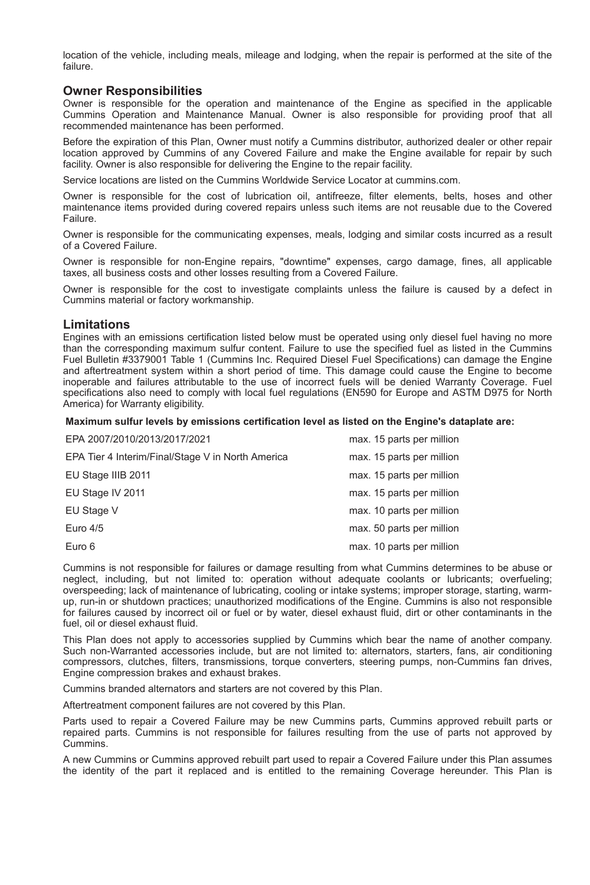location of the vehicle, including meals, mileage and lodging, when the repair is performed at the site of the failure.

## Owner Responsibilities

Owner is responsible for the operation and maintenance of the Engine as specified in the applicable Cummins Operation and Maintenance Manual. Owner is also responsible for providing proof that all recommended maintenance has been performed.

Before the expiration of this Plan, Owner must notify a Cummins distributor, authorized dealer or other repair location approved by Cummins of any Covered Failure and make the Engine available for repair by such facility. Owner is also responsible for delivering the Engine to the repair facility.

Service locations are listed on the Cummins Worldwide Service Locator at cummins.com.

Owner is responsible for the cost of lubrication oil, antifreeze, filter elements, belts, hoses and other maintenance items provided during covered repairs unless such items are not reusable due to the Covered Failure.

Owner is responsible for the communicating expenses, meals, lodging and similar costs incurred as a result of a Covered Failure.

Owner is responsible for non-Engine repairs, "downtime" expenses, cargo damage, fines, all applicable taxes, all business costs and other losses resulting from a Covered Failure.

Owner is responsible for the cost to investigate complaints unless the failure is caused by a defect in Cummins material or factory workmanship.

## Limitations

Engines with an emissions certification listed below must be operated using only diesel fuel having no more than the corresponding maximum sulfur content. Failure to use the specified fuel as listed in the Cummins Fuel Bulletin #3379001 Table 1 (Cummins Inc. Required Diesel Fuel Specifications) can damage the Engine and aftertreatment system within a short period of time. This damage could cause the Engine to become inoperable and failures attributable to the use of incorrect fuels will be denied Warranty Coverage. Fuel specifications also need to comply with local fuel regulations (EN590 for Europe and ASTM D975 for North America) for Warranty eligibility.

**Maximum sulfur levels by emissions certification level as listed on the Engine's dataplate are:**

| | |
|---|---|
| EPA 2007/2010/2013/2017/2021 | max. 15 parts per million |
| EPA Tier 4 Interim/Final/Stage V in North America | max. 15 parts per million |
| EU Stage IIIB 2011 | max. 15 parts per million |
| EU Stage IV 2011 | max. 15 parts per million |
| EU Stage V | max. 10 parts per million |
| Euro 4/5 | max. 50 parts per million |
| Euro 6 | max. 10 parts per million |

Cummins is not responsible for failures or damage resulting from what Cummins determines to be abuse or neglect, including, but not limited to: operation without adequate coolants or lubricants; overfueling; overspeeding; lack of maintenance of lubricating, cooling or intake systems; improper storage, starting, warm-up, run-in or shutdown practices; unauthorized modifications of the Engine. Cummins is also not responsible for failures caused by incorrect oil or fuel or by water, diesel exhaust fluid, dirt or other contaminants in the fuel, oil or diesel exhaust fluid.

This Plan does not apply to accessories supplied by Cummins which bear the name of another company. Such non-Warranted accessories include, but are not limited to: alternators, starters, fans, air conditioning compressors, clutches, filters, transmissions, torque converters, steering pumps, non-Cummins fan drives, Engine compression brakes and exhaust brakes.

Cummins branded alternators and starters are not covered by this Plan.

Aftertreatment component failures are not covered by this Plan.

Parts used to repair a Covered Failure may be new Cummins parts, Cummins approved rebuilt parts or repaired parts. Cummins is not responsible for failures resulting from the use of parts not approved by Cummins.

A new Cummins or Cummins approved rebuilt part used to repair a Covered Failure under this Plan assumes the identity of the part it replaced and is entitled to the remaining Coverage hereunder. This Plan is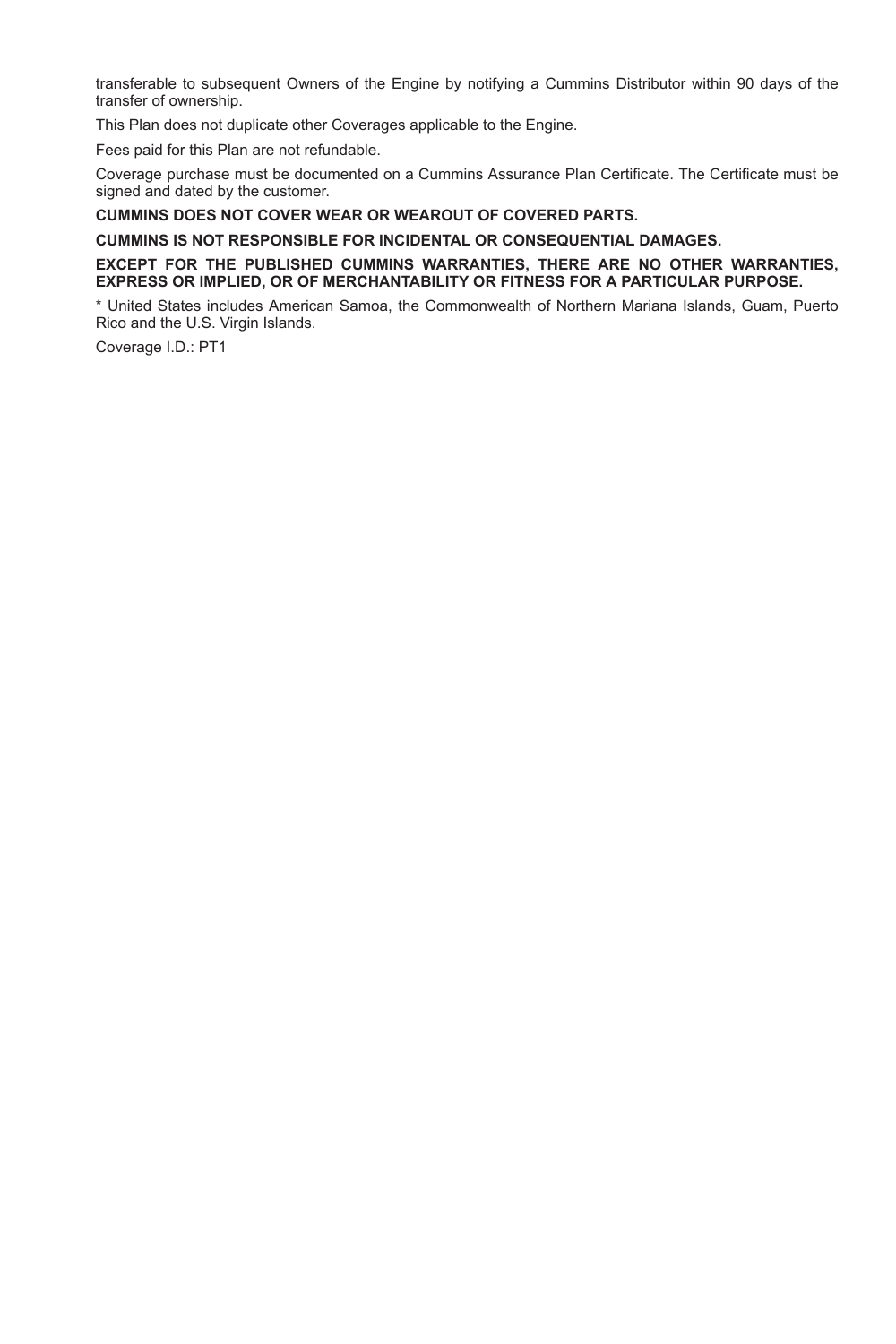transferable to subsequent Owners of the Engine by notifying a Cummins Distributor within 90 days of the transfer of ownership.

This Plan does not duplicate other Coverages applicable to the Engine.

Fees paid for this Plan are not refundable.

Coverage purchase must be documented on a Cummins Assurance Plan Certificate. The Certificate must be signed and dated by the customer.

**CUMMINS DOES NOT COVER WEAR OR WEAROUT OF COVERED PARTS.**

**CUMMINS IS NOT RESPONSIBLE FOR INCIDENTAL OR CONSEQUENTIAL DAMAGES.**

**EXCEPT FOR THE PUBLISHED CUMMINS WARRANTIES, THERE ARE NO OTHER WARRANTIES, EXPRESS OR IMPLIED, OR OF MERCHANTABILITY OR FITNESS FOR A PARTICULAR PURPOSE.**

* United States includes American Samoa, the Commonwealth of Northern Mariana Islands, Guam, Puerto Rico and the U.S. Virgin Islands.

Coverage I.D.: PT1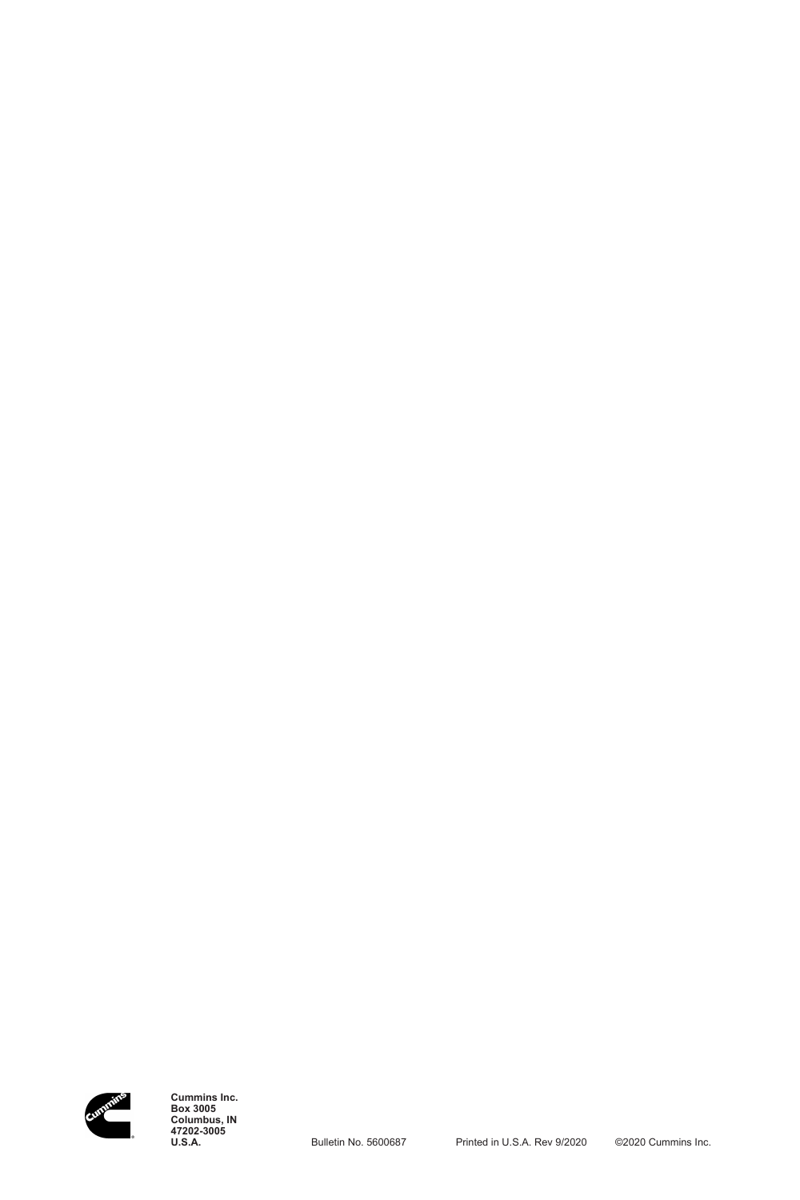Cummins Inc.
Box 3005
Columbus, IN
47202-3005
U.S.A.

Bulletin No. 5600687

Printed in U.S.A. Rev 9/2020

©2020 Cummins Inc.